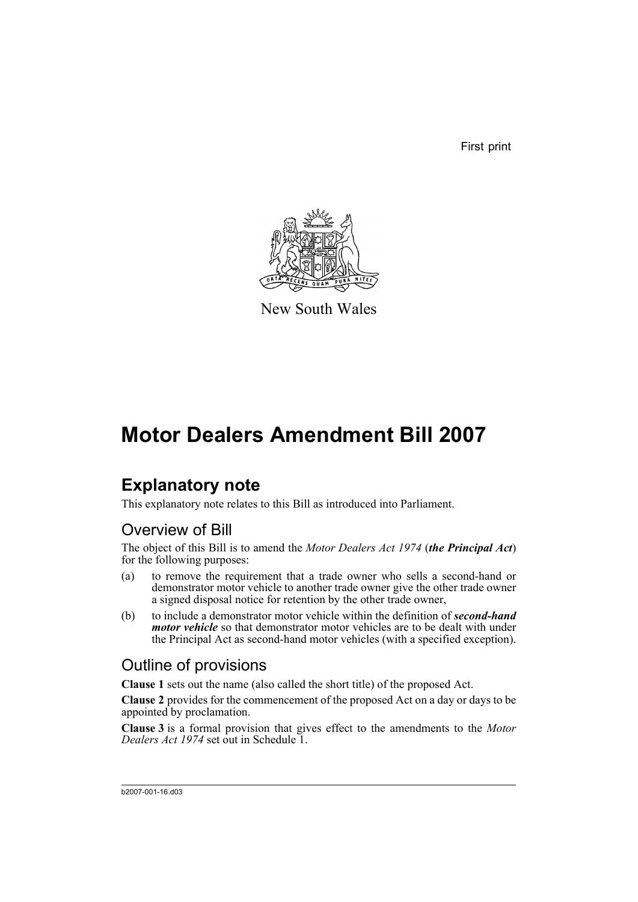First print

New South Wales

# Motor Dealers Amendment Bill 2007

## Explanatory note

This explanatory note relates to this Bill as introduced into Parliament.

### Overview of Bill

The object of this Bill is to amend the *Motor Dealers Act 1974* (***the Principal Act***) for the following purposes:

(a) to remove the requirement that a trade owner who sells a second-hand or demonstrator motor vehicle to another trade owner give the other trade owner a signed disposal notice for retention by the other trade owner,

(b) to include a demonstrator motor vehicle within the definition of ***second-hand motor vehicle*** so that demonstrator motor vehicles are to be dealt with under the Principal Act as second-hand motor vehicles (with a specified exception).

### Outline of provisions

**Clause 1** sets out the name (also called the short title) of the proposed Act.

**Clause 2** provides for the commencement of the proposed Act on a day or days to be appointed by proclamation.

**Clause 3** is a formal provision that gives effect to the amendments to the *Motor Dealers Act 1974* set out in Schedule 1.

b2007-001-16.d03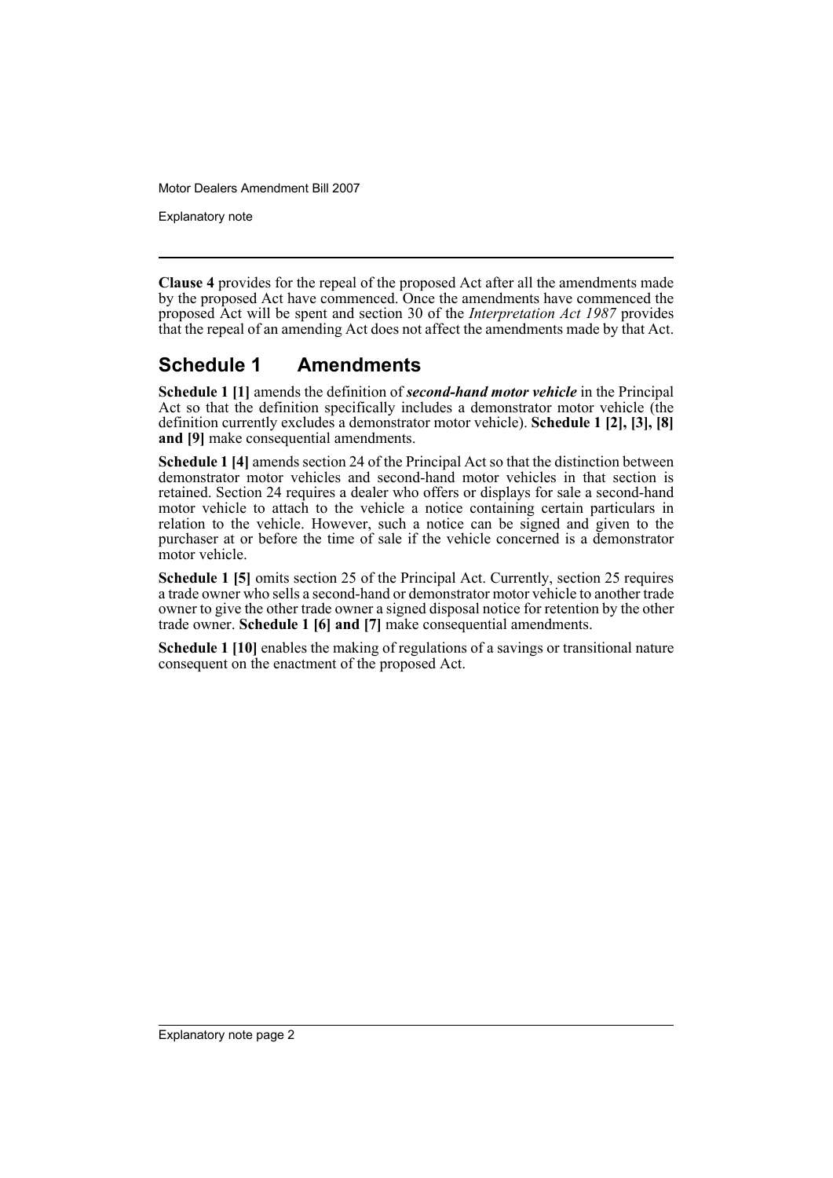**Clause 4** provides for the repeal of the proposed Act after all the amendments made by the proposed Act have commenced. Once the amendments have commenced the proposed Act will be spent and section 30 of the *Interpretation Act 1987* provides that the repeal of an amending Act does not affect the amendments made by that Act.

## Schedule 1 Amendments

**Schedule 1 [1]** amends the definition of ***second-hand motor vehicle*** in the Principal Act so that the definition specifically includes a demonstrator motor vehicle (the definition currently excludes a demonstrator motor vehicle). **Schedule 1 [2], [3], [8] and [9]** make consequential amendments.

**Schedule 1 [4]** amends section 24 of the Principal Act so that the distinction between demonstrator motor vehicles and second-hand motor vehicles in that section is retained. Section 24 requires a dealer who offers or displays for sale a second-hand motor vehicle to attach to the vehicle a notice containing certain particulars in relation to the vehicle. However, such a notice can be signed and given to the purchaser at or before the time of sale if the vehicle concerned is a demonstrator motor vehicle.

**Schedule 1 [5]** omits section 25 of the Principal Act. Currently, section 25 requires a trade owner who sells a second-hand or demonstrator motor vehicle to another trade owner to give the other trade owner a signed disposal notice for retention by the other trade owner. **Schedule 1 [6] and [7]** make consequential amendments.

**Schedule 1 [10]** enables the making of regulations of a savings or transitional nature consequent on the enactment of the proposed Act.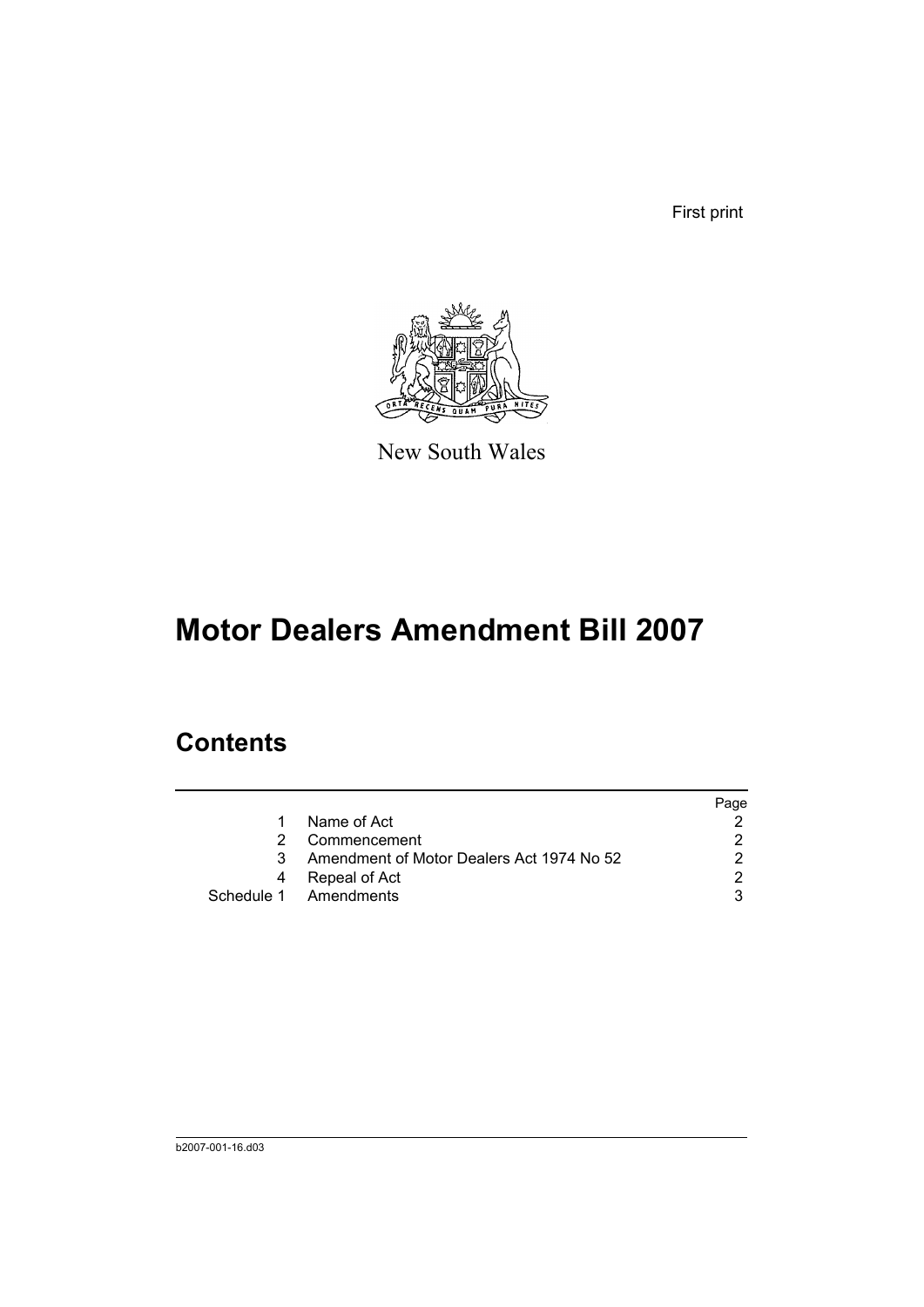First print

New South Wales

# Motor Dealers Amendment Bill 2007

## Contents

| | | Page |
|---|---|---|
| 1 | Name of Act | 2 |
| 2 | Commencement | 2 |
| 3 | Amendment of Motor Dealers Act 1974 No 52 | 2 |
| 4 | Repeal of Act | 2 |
| Schedule 1 | Amendments | 3 |

b2007-001-16.d03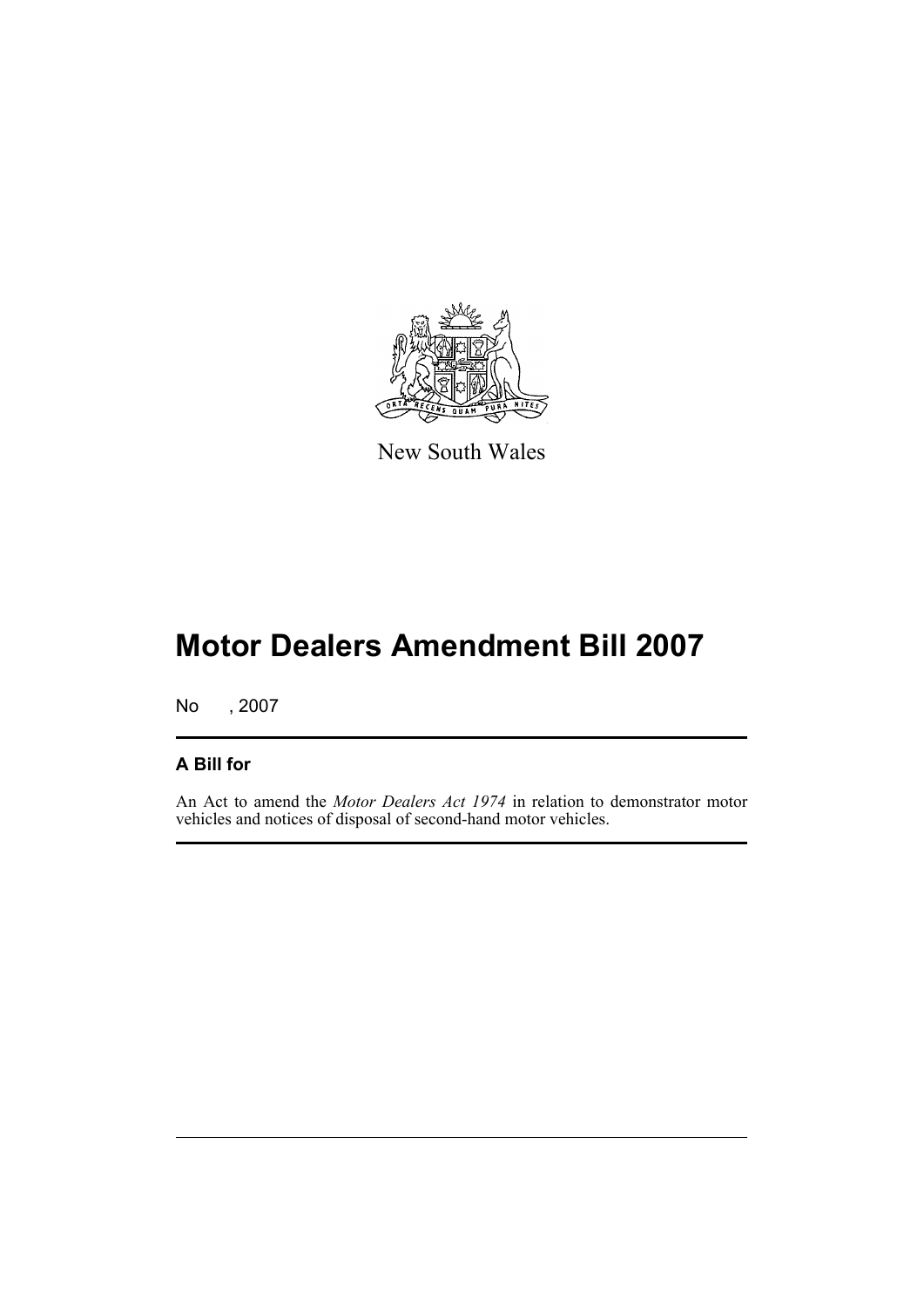New South Wales

# Motor Dealers Amendment Bill 2007

No , 2007

## A Bill for

An Act to amend the *Motor Dealers Act 1974* in relation to demonstrator motor vehicles and notices of disposal of second-hand motor vehicles.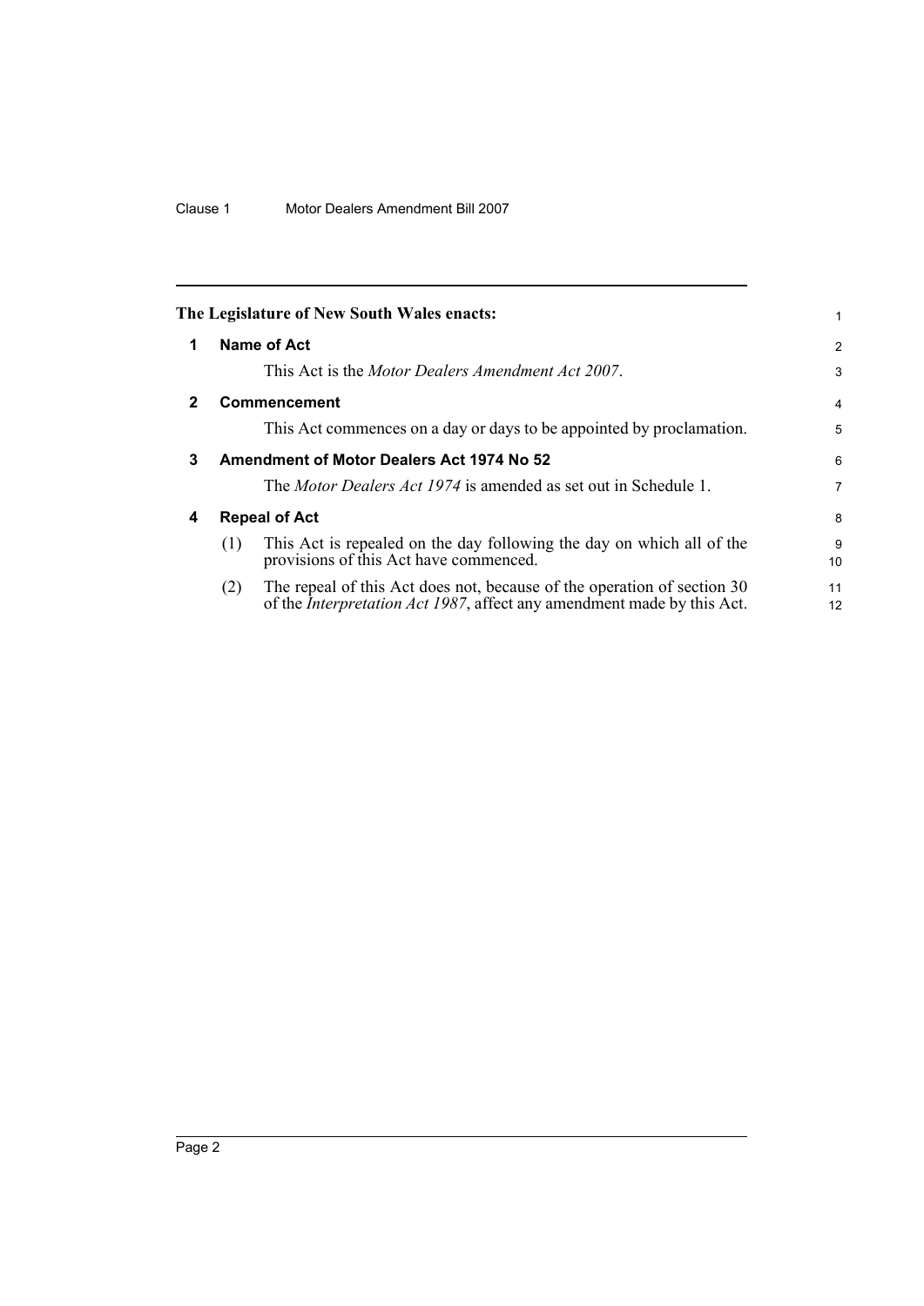**The Legislature of New South Wales enacts:**

## 1 Name of Act

This Act is the *Motor Dealers Amendment Act 2007*.

## 2 Commencement

This Act commences on a day or days to be appointed by proclamation.

## 3 Amendment of Motor Dealers Act 1974 No 52

The *Motor Dealers Act 1974* is amended as set out in Schedule 1.

## 4 Repeal of Act

(1) This Act is repealed on the day following the day on which all of the provisions of this Act have commenced.

(2) The repeal of this Act does not, because of the operation of section 30 of the *Interpretation Act 1987*, affect any amendment made by this Act.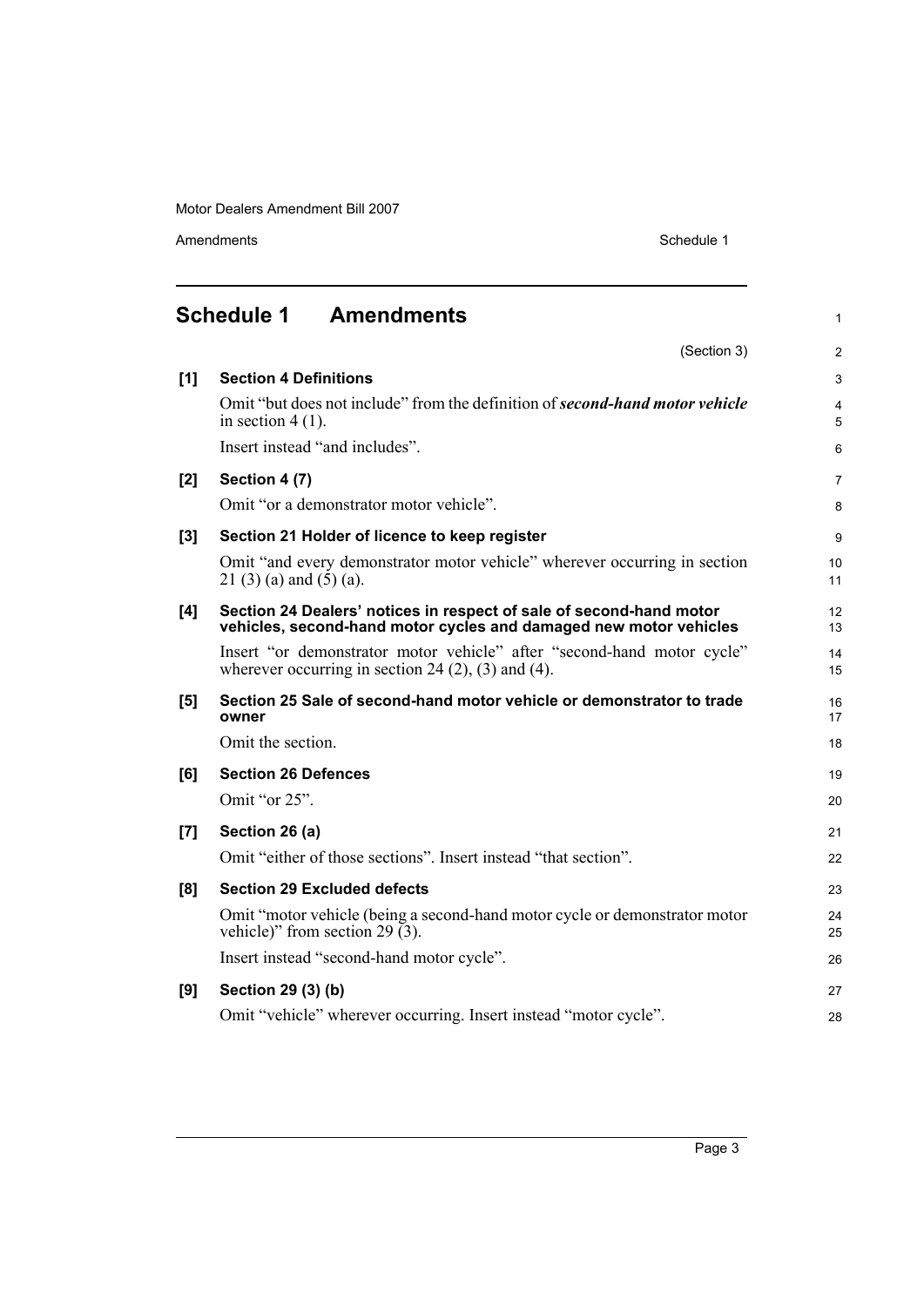## Schedule 1 Amendments

(Section 3)

**[1] Section 4 Definitions**

Omit "but does not include" from the definition of ***second-hand motor vehicle*** in section 4 (1).

Insert instead "and includes".

**[2] Section 4 (7)**

Omit "or a demonstrator motor vehicle".

**[3] Section 21 Holder of licence to keep register**

Omit "and every demonstrator motor vehicle" wherever occurring in section 21 (3) (a) and (5) (a).

**[4] Section 24 Dealers' notices in respect of sale of second-hand motor vehicles, second-hand motor cycles and damaged new motor vehicles**

Insert "or demonstrator motor vehicle" after "second-hand motor cycle" wherever occurring in section 24 (2), (3) and (4).

**[5] Section 25 Sale of second-hand motor vehicle or demonstrator to trade owner**

Omit the section.

**[6] Section 26 Defences**

Omit "or 25".

**[7] Section 26 (a)**

Omit "either of those sections". Insert instead "that section".

**[8] Section 29 Excluded defects**

Omit "motor vehicle (being a second-hand motor cycle or demonstrator motor vehicle)" from section 29 (3).

Insert instead "second-hand motor cycle".

**[9] Section 29 (3) (b)**

Omit "vehicle" wherever occurring. Insert instead "motor cycle".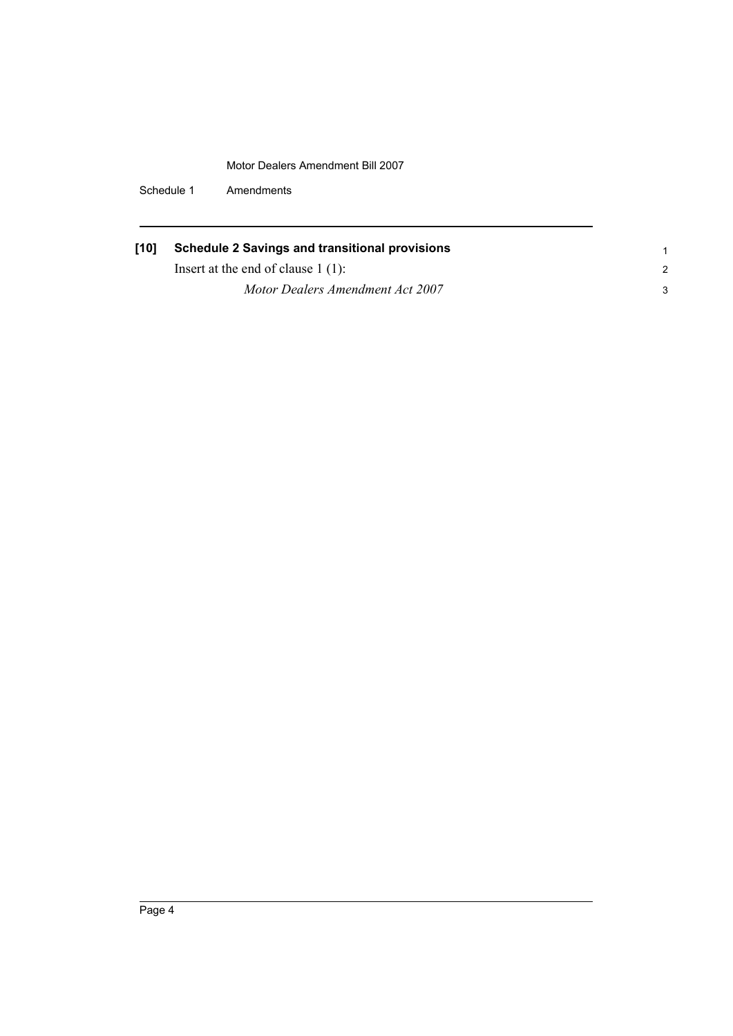**[10] Schedule 2 Savings and transitional provisions**

Insert at the end of clause 1 (1):

*Motor Dealers Amendment Act 2007*